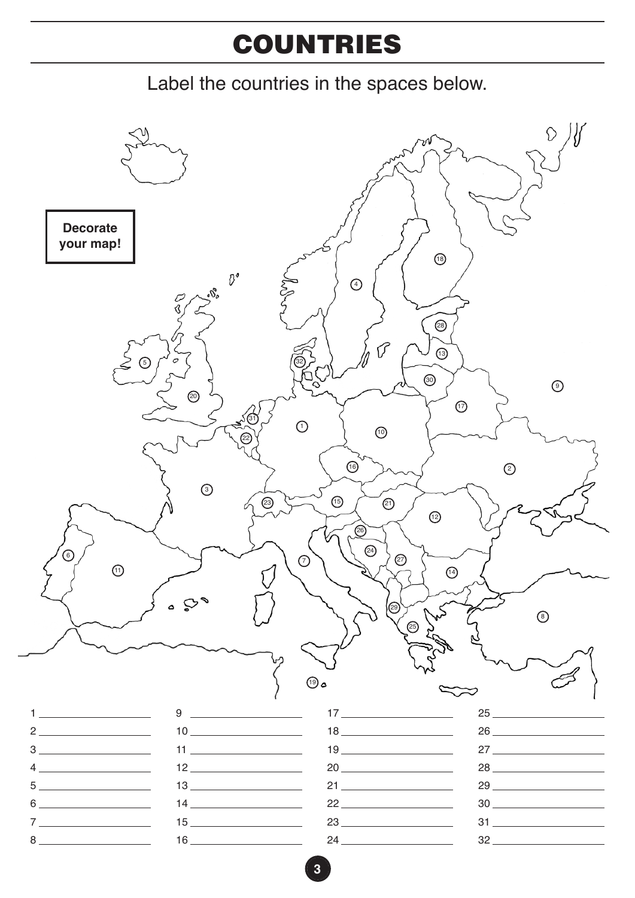# COUNTRIES

Label the countries in the spaces below.

**Decorate your map!**

1 \_\_\_\_\_\_\_\_\_\_\_\_\_\_\_\_\_\_\_\_

2 \_\_\_\_\_\_\_\_\_\_\_\_\_\_\_\_\_\_\_\_

3 \_\_\_\_\_\_\_\_\_\_\_\_\_\_\_\_\_\_\_\_

4 \_\_\_\_\_\_\_\_\_\_\_\_\_\_\_\_\_\_\_\_

5 \_\_\_\_\_\_\_\_\_\_\_\_\_\_\_\_\_\_\_\_

6 \_\_\_\_\_\_\_\_\_\_\_\_\_\_\_\_\_\_\_\_

7 \_\_\_\_\_\_\_\_\_\_\_\_\_\_\_\_\_\_\_\_

8 \_\_\_\_\_\_\_\_\_\_\_\_\_\_\_\_\_\_\_\_

9 \_\_\_\_\_\_\_\_\_\_\_\_\_\_\_\_\_\_\_\_

10 \_\_\_\_\_\_\_\_\_\_\_\_\_\_\_\_\_\_\_\_

11 \_\_\_\_\_\_\_\_\_\_\_\_\_\_\_\_\_\_\_\_

12 \_\_\_\_\_\_\_\_\_\_\_\_\_\_\_\_\_\_\_\_

13 \_\_\_\_\_\_\_\_\_\_\_\_\_\_\_\_\_\_\_\_

14 \_\_\_\_\_\_\_\_\_\_\_\_\_\_\_\_\_\_\_\_

15 \_\_\_\_\_\_\_\_\_\_\_\_\_\_\_\_\_\_\_\_

16 \_\_\_\_\_\_\_\_\_\_\_\_\_\_\_\_\_\_\_\_

17 \_\_\_\_\_\_\_\_\_\_\_\_\_\_\_\_\_\_\_\_

18 \_\_\_\_\_\_\_\_\_\_\_\_\_\_\_\_\_\_\_\_

19 \_\_\_\_\_\_\_\_\_\_\_\_\_\_\_\_\_\_\_\_

20 \_\_\_\_\_\_\_\_\_\_\_\_\_\_\_\_\_\_\_\_

21 \_\_\_\_\_\_\_\_\_\_\_\_\_\_\_\_\_\_\_\_

22 \_\_\_\_\_\_\_\_\_\_\_\_\_\_\_\_\_\_\_\_

23 \_\_\_\_\_\_\_\_\_\_\_\_\_\_\_\_\_\_\_\_

24 \_\_\_\_\_\_\_\_\_\_\_\_\_\_\_\_\_\_\_\_

25 \_\_\_\_\_\_\_\_\_\_\_\_\_\_\_\_\_\_\_\_

26 \_\_\_\_\_\_\_\_\_\_\_\_\_\_\_\_\_\_\_\_

27 \_\_\_\_\_\_\_\_\_\_\_\_\_\_\_\_\_\_\_\_

28 \_\_\_\_\_\_\_\_\_\_\_\_\_\_\_\_\_\_\_\_

29 \_\_\_\_\_\_\_\_\_\_\_\_\_\_\_\_\_\_\_\_

30 \_\_\_\_\_\_\_\_\_\_\_\_\_\_\_\_\_\_\_\_

31 \_\_\_\_\_\_\_\_\_\_\_\_\_\_\_\_\_\_\_\_

32 \_\_\_\_\_\_\_\_\_\_\_\_\_\_\_\_\_\_\_\_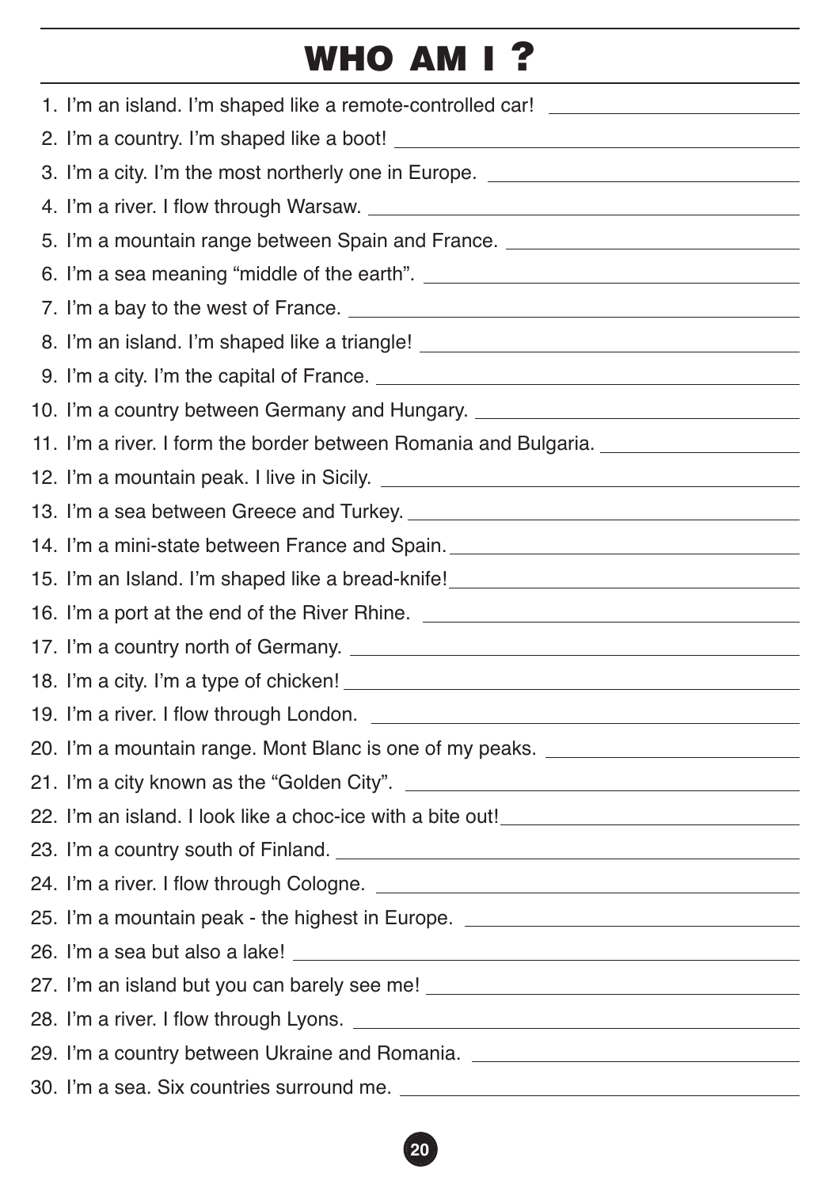# WHO AM I ?

1. I'm an island. I'm shaped like a remote-controlled car! ____________
2. I'm a country. I'm shaped like a boot! ____________
3. I'm a city. I'm the most northerly one in Europe. ____________
4. I'm a river. I flow through Warsaw. ____________
5. I'm a mountain range between Spain and France. ____________
6. I'm a sea meaning "middle of the earth". ____________
7. I'm a bay to the west of France. ____________
8. I'm an island. I'm shaped like a triangle! ____________
9. I'm a city. I'm the capital of France. ____________
10. I'm a country between Germany and Hungary. ____________
11. I'm a river. I form the border between Romania and Bulgaria. ____________
12. I'm a mountain peak. I live in Sicily. ____________
13. I'm a sea between Greece and Turkey. ____________
14. I'm a mini-state between France and Spain. ____________
15. I'm an Island. I'm shaped like a bread-knife! ____________
16. I'm a port at the end of the River Rhine. ____________
17. I'm a country north of Germany. ____________
18. I'm a city. I'm a type of chicken! ____________
19. I'm a river. I flow through London. ____________
20. I'm a mountain range. Mont Blanc is one of my peaks. ____________
21. I'm a city known as the "Golden City". ____________
22. I'm an island. I look like a choc-ice with a bite out! ____________
23. I'm a country south of Finland. ____________
24. I'm a river. I flow through Cologne. ____________
25. I'm a mountain peak - the highest in Europe. ____________
26. I'm a sea but also a lake! ____________
27. I'm an island but you can barely see me! ____________
28. I'm a river. I flow through Lyons. ____________
29. I'm a country between Ukraine and Romania. ____________
30. I'm a sea. Six countries surround me. ____________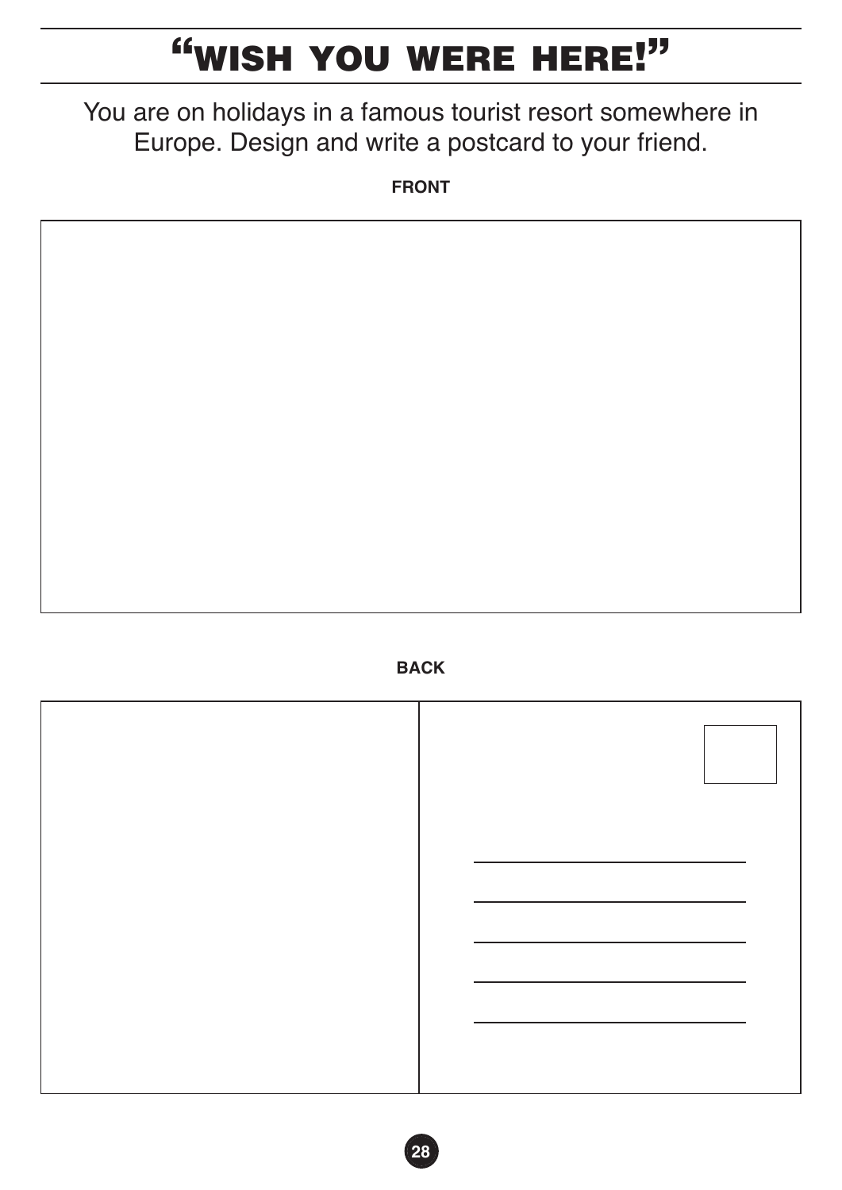# "WISH YOU WERE HERE!"

You are on holidays in a famous tourist resort somewhere in Europe. Design and write a postcard to your friend.

**FRONT**

**BACK**